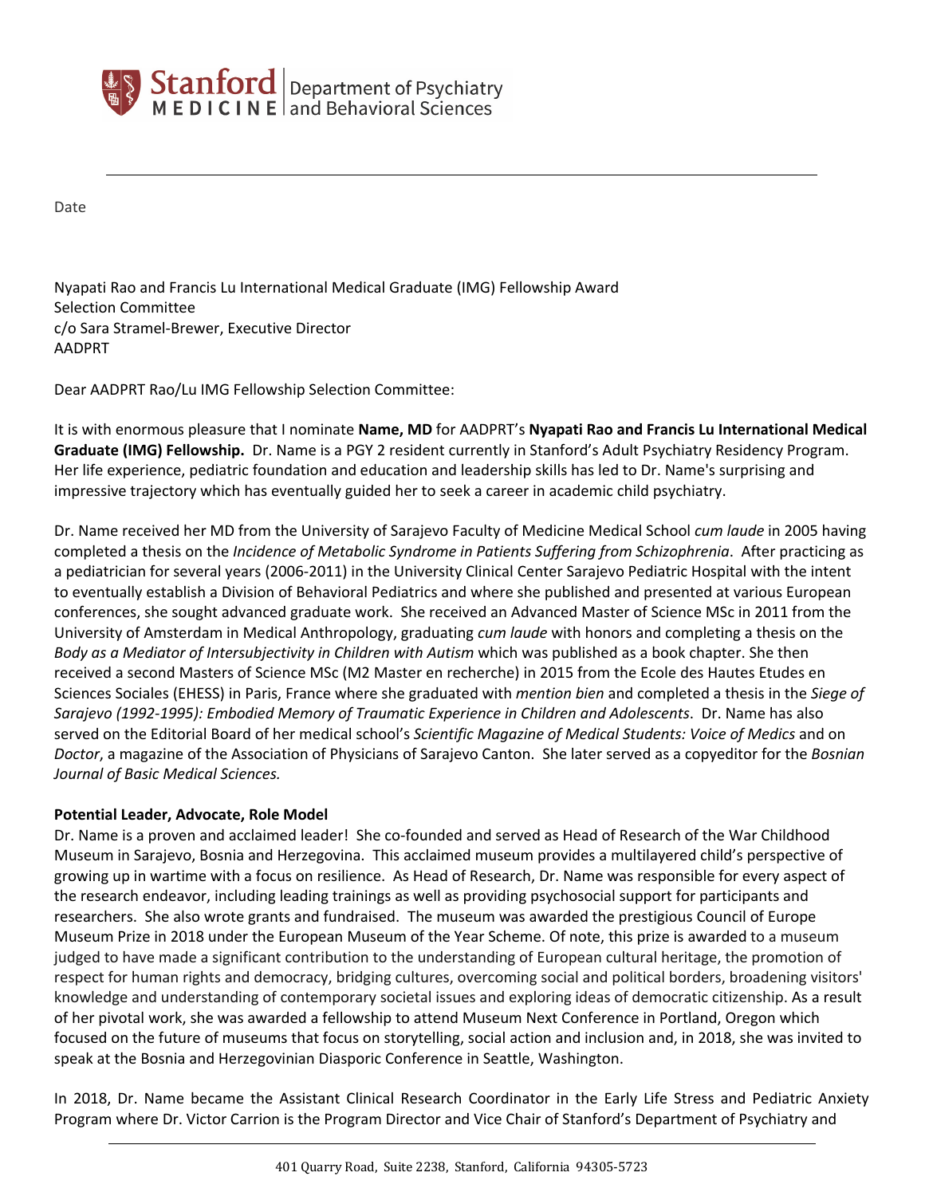Stanford MEDICINE | Department of Psychiatry and Behavioral Sciences

Date

Nyapati Rao and Francis Lu International Medical Graduate (IMG) Fellowship Award
Selection Committee
c/o Sara Stramel-Brewer, Executive Director
AADPRT

Dear AADPRT Rao/Lu IMG Fellowship Selection Committee:

It is with enormous pleasure that I nominate **Name, MD** for AADPRT's **Nyapati Rao and Francis Lu International Medical Graduate (IMG) Fellowship.** Dr. Name is a PGY 2 resident currently in Stanford's Adult Psychiatry Residency Program. Her life experience, pediatric foundation and education and leadership skills has led to Dr. Name's surprising and impressive trajectory which has eventually guided her to seek a career in academic child psychiatry.

Dr. Name received her MD from the University of Sarajevo Faculty of Medicine Medical School *cum laude* in 2005 having completed a thesis on the *Incidence of Metabolic Syndrome in Patients Suffering from Schizophrenia*. After practicing as a pediatrician for several years (2006-2011) in the University Clinical Center Sarajevo Pediatric Hospital with the intent to eventually establish a Division of Behavioral Pediatrics and where she published and presented at various European conferences, she sought advanced graduate work. She received an Advanced Master of Science MSc in 2011 from the University of Amsterdam in Medical Anthropology, graduating *cum laude* with honors and completing a thesis on the *Body as a Mediator of Intersubjectivity in Children with Autism* which was published as a book chapter. She then received a second Masters of Science MSc (M2 Master en recherche) in 2015 from the Ecole des Hautes Etudes en Sciences Sociales (EHESS) in Paris, France where she graduated with *mention bien* and completed a thesis in the *Siege of Sarajevo (1992-1995): Embodied Memory of Traumatic Experience in Children and Adolescents*. Dr. Name has also served on the Editorial Board of her medical school's *Scientific Magazine of Medical Students: Voice of Medics* and on *Doctor*, a magazine of the Association of Physicians of Sarajevo Canton. She later served as a copyeditor for the *Bosnian Journal of Basic Medical Sciences.*

**Potential Leader, Advocate, Role Model**

Dr. Name is a proven and acclaimed leader! She co-founded and served as Head of Research of the War Childhood Museum in Sarajevo, Bosnia and Herzegovina. This acclaimed museum provides a multilayered child's perspective of growing up in wartime with a focus on resilience. As Head of Research, Dr. Name was responsible for every aspect of the research endeavor, including leading trainings as well as providing psychosocial support for participants and researchers. She also wrote grants and fundraised. The museum was awarded the prestigious Council of Europe Museum Prize in 2018 under the European Museum of the Year Scheme. Of note, this prize is awarded to a museum judged to have made a significant contribution to the understanding of European cultural heritage, the promotion of respect for human rights and democracy, bridging cultures, overcoming social and political borders, broadening visitors' knowledge and understanding of contemporary societal issues and exploring ideas of democratic citizenship. As a result of her pivotal work, she was awarded a fellowship to attend Museum Next Conference in Portland, Oregon which focused on the future of museums that focus on storytelling, social action and inclusion and, in 2018, she was invited to speak at the Bosnia and Herzegovinian Diasporic Conference in Seattle, Washington.

In 2018, Dr. Name became the Assistant Clinical Research Coordinator in the Early Life Stress and Pediatric Anxiety Program where Dr. Victor Carrion is the Program Director and Vice Chair of Stanford's Department of Psychiatry and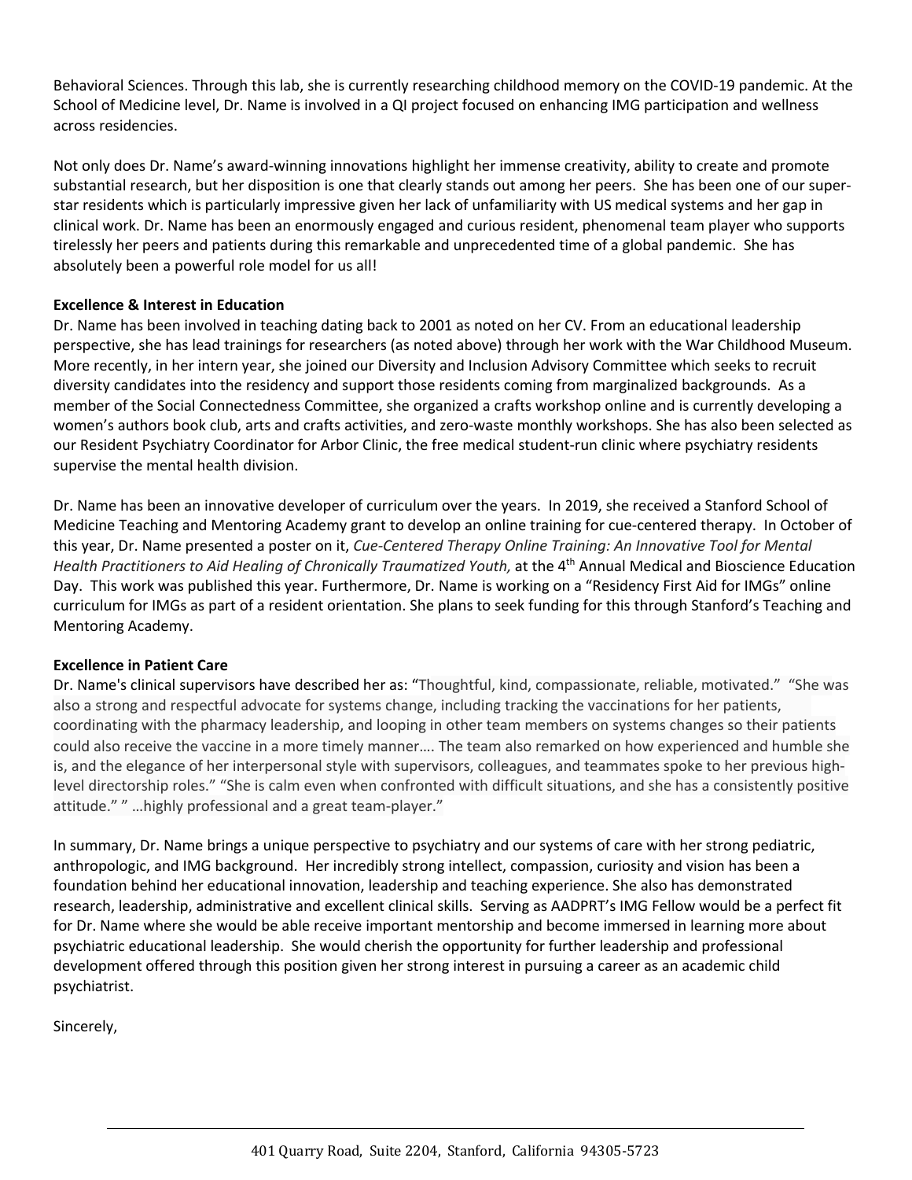Behavioral Sciences. Through this lab, she is currently researching childhood memory on the COVID-19 pandemic. At the School of Medicine level, Dr. Name is involved in a QI project focused on enhancing IMG participation and wellness across residencies.

Not only does Dr. Name's award-winning innovations highlight her immense creativity, ability to create and promote substantial research, but her disposition is one that clearly stands out among her peers. She has been one of our super-star residents which is particularly impressive given her lack of unfamiliarity with US medical systems and her gap in clinical work. Dr. Name has been an enormously engaged and curious resident, phenomenal team player who supports tirelessly her peers and patients during this remarkable and unprecedented time of a global pandemic. She has absolutely been a powerful role model for us all!

**Excellence & Interest in Education**

Dr. Name has been involved in teaching dating back to 2001 as noted on her CV. From an educational leadership perspective, she has lead trainings for researchers (as noted above) through her work with the War Childhood Museum. More recently, in her intern year, she joined our Diversity and Inclusion Advisory Committee which seeks to recruit diversity candidates into the residency and support those residents coming from marginalized backgrounds. As a member of the Social Connectedness Committee, she organized a crafts workshop online and is currently developing a women's authors book club, arts and crafts activities, and zero-waste monthly workshops. She has also been selected as our Resident Psychiatry Coordinator for Arbor Clinic, the free medical student-run clinic where psychiatry residents supervise the mental health division.

Dr. Name has been an innovative developer of curriculum over the years. In 2019, she received a Stanford School of Medicine Teaching and Mentoring Academy grant to develop an online training for cue-centered therapy. In October of this year, Dr. Name presented a poster on it, *Cue-Centered Therapy Online Training: An Innovative Tool for Mental Health Practitioners to Aid Healing of Chronically Traumatized Youth,* at the 4th Annual Medical and Bioscience Education Day. This work was published this year. Furthermore, Dr. Name is working on a "Residency First Aid for IMGs" online curriculum for IMGs as part of a resident orientation. She plans to seek funding for this through Stanford's Teaching and Mentoring Academy.

**Excellence in Patient Care**

Dr. Name's clinical supervisors have described her as: "Thoughtful, kind, compassionate, reliable, motivated." "She was also a strong and respectful advocate for systems change, including tracking the vaccinations for her patients, coordinating with the pharmacy leadership, and looping in other team members on systems changes so their patients could also receive the vaccine in a more timely manner…. The team also remarked on how experienced and humble she is, and the elegance of her interpersonal style with supervisors, colleagues, and teammates spoke to her previous high-level directorship roles." "She is calm even when confronted with difficult situations, and she has a consistently positive attitude." " …highly professional and a great team-player."

In summary, Dr. Name brings a unique perspective to psychiatry and our systems of care with her strong pediatric, anthropologic, and IMG background. Her incredibly strong intellect, compassion, curiosity and vision has been a foundation behind her educational innovation, leadership and teaching experience. She also has demonstrated research, leadership, administrative and excellent clinical skills. Serving as AADPRT's IMG Fellow would be a perfect fit for Dr. Name where she would be able receive important mentorship and become immersed in learning more about psychiatric educational leadership. She would cherish the opportunity for further leadership and professional development offered through this position given her strong interest in pursuing a career as an academic child psychiatrist.

Sincerely,

401 Quarry Road, Suite 2204, Stanford, California 94305-5723